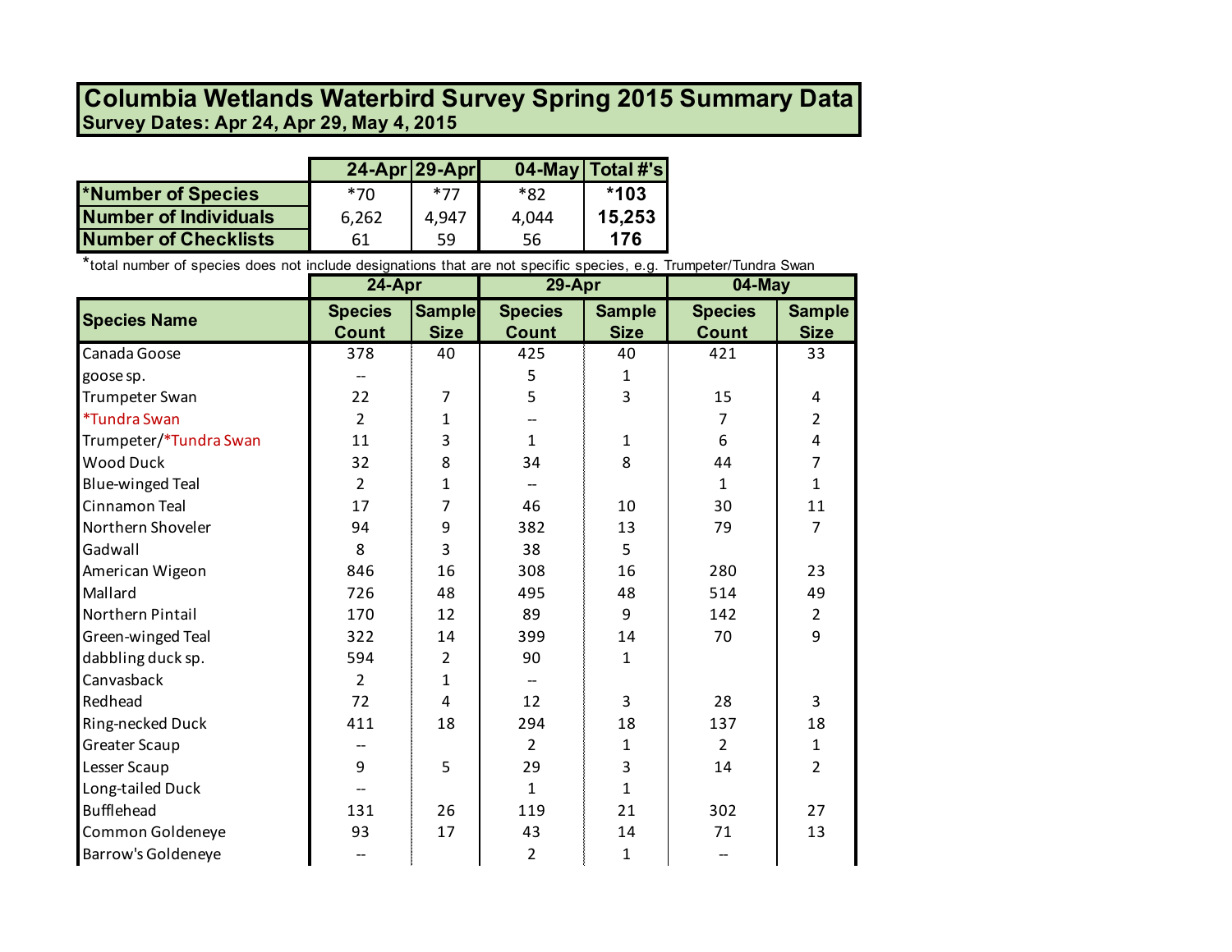# Columbia Wetlands Waterbird Survey Spring 2015 Summary Data

**Survey Dates: Apr 24, Apr 29, May 4, 2015**

| | 24-Apr | 29-Apr | 04-May | Total #'s |
|---|---|---|---|---|
| *Number of Species | *70 | *77 | *82 | ***103** |
| Number of Individuals | 6,262 | 4,947 | 4,044 | **15,253** |
| Number of Checklists | 61 | 59 | 56 | **176** |

*total number of species does not include designations that are not specific species, e.g. Trumpeter/Tundra Swan

| | 24-Apr | | 29-Apr | | 04-May | |
|---|---|---|---|---|---|---|
| **Species Name** | **Species Count** | **Sample Size** | **Species Count** | **Sample Size** | **Species Count** | **Sample Size** |
| Canada Goose | 378 | 40 | 425 | 40 | 421 | 33 |
| goose sp. | -- | | 5 | 1 | | |
| Trumpeter Swan | 22 | 7 | 5 | 3 | 15 | 4 |
| *Tundra Swan | 2 | 1 | -- | | 7 | 2 |
| Trumpeter/*Tundra Swan | 11 | 3 | 1 | 1 | 6 | 4 |
| Wood Duck | 32 | 8 | 34 | 8 | 44 | 7 |
| Blue-winged Teal | 2 | 1 | -- | | 1 | 1 |
| Cinnamon Teal | 17 | 7 | 46 | 10 | 30 | 11 |
| Northern Shoveler | 94 | 9 | 382 | 13 | 79 | 7 |
| Gadwall | 8 | 3 | 38 | 5 | | |
| American Wigeon | 846 | 16 | 308 | 16 | 280 | 23 |
| Mallard | 726 | 48 | 495 | 48 | 514 | 49 |
| Northern Pintail | 170 | 12 | 89 | 9 | 142 | 2 |
| Green-winged Teal | 322 | 14 | 399 | 14 | 70 | 9 |
| dabbling duck sp. | 594 | 2 | 90 | 1 | | |
| Canvasback | 2 | 1 | -- | | | |
| Redhead | 72 | 4 | 12 | 3 | 28 | 3 |
| Ring-necked Duck | 411 | 18 | 294 | 18 | 137 | 18 |
| Greater Scaup | -- | | 2 | 1 | 2 | 1 |
| Lesser Scaup | 9 | 5 | 29 | 3 | 14 | 2 |
| Long-tailed Duck | -- | | 1 | 1 | | |
| Bufflehead | 131 | 26 | 119 | 21 | 302 | 27 |
| Common Goldeneye | 93 | 17 | 43 | 14 | 71 | 13 |
| Barrow's Goldeneye | -- | | 2 | 1 | -- | |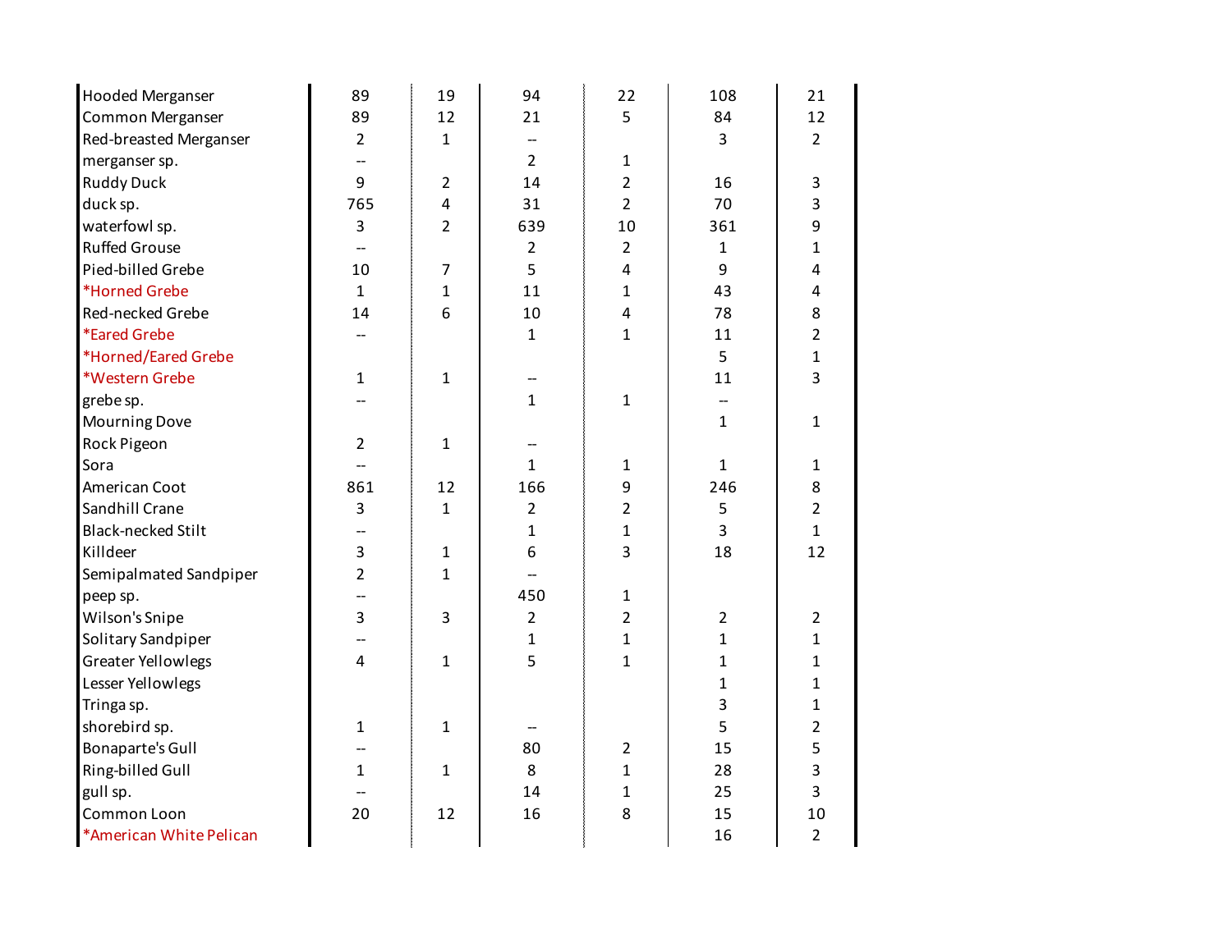| | | | | | | |
|---|---|---|---|---|---|---|
| Hooded Merganser | 89 | 19 | 94 | 22 | 108 | 21 |
| Common Merganser | 89 | 12 | 21 | 5 | 84 | 12 |
| Red-breasted Merganser | 2 | 1 | -- | | 3 | 2 |
| merganser sp. | -- | | 2 | 1 | | |
| Ruddy Duck | 9 | 2 | 14 | 2 | 16 | 3 |
| duck sp. | 765 | 4 | 31 | 2 | 70 | 3 |
| waterfowl sp. | 3 | 2 | 639 | 10 | 361 | 9 |
| Ruffed Grouse | -- | | 2 | 2 | 1 | 1 |
| Pied-billed Grebe | 10 | 7 | 5 | 4 | 9 | 4 |
| *Horned Grebe | 1 | 1 | 11 | 1 | 43 | 4 |
| Red-necked Grebe | 14 | 6 | 10 | 4 | 78 | 8 |
| *Eared Grebe | -- | | 1 | 1 | 11 | 2 |
| *Horned/Eared Grebe | | | | | 5 | 1 |
| *Western Grebe | 1 | 1 | -- | | 11 | 3 |
| grebe sp. | -- | | 1 | 1 | -- | |
| Mourning Dove | | | | | 1 | 1 |
| Rock Pigeon | 2 | 1 | -- | | | |
| Sora | -- | | 1 | 1 | 1 | 1 |
| American Coot | 861 | 12 | 166 | 9 | 246 | 8 |
| Sandhill Crane | 3 | 1 | 2 | 2 | 5 | 2 |
| Black-necked Stilt | -- | | 1 | 1 | 3 | 1 |
| Killdeer | 3 | 1 | 6 | 3 | 18 | 12 |
| Semipalmated Sandpiper | 2 | 1 | -- | | | |
| peep sp. | -- | | 450 | 1 | | |
| Wilson's Snipe | 3 | 3 | 2 | 2 | 2 | 2 |
| Solitary Sandpiper | -- | | 1 | 1 | 1 | 1 |
| Greater Yellowlegs | 4 | 1 | 5 | 1 | 1 | 1 |
| Lesser Yellowlegs | | | | | 1 | 1 |
| Tringa sp. | | | | | 3 | 1 |
| shorebird sp. | 1 | 1 | -- | | 5 | 2 |
| Bonaparte's Gull | -- | | 80 | 2 | 15 | 5 |
| Ring-billed Gull | 1 | 1 | 8 | 1 | 28 | 3 |
| gull sp. | -- | | 14 | 1 | 25 | 3 |
| Common Loon | 20 | 12 | 16 | 8 | 15 | 10 |
| *American White Pelican | | | | | 16 | 2 |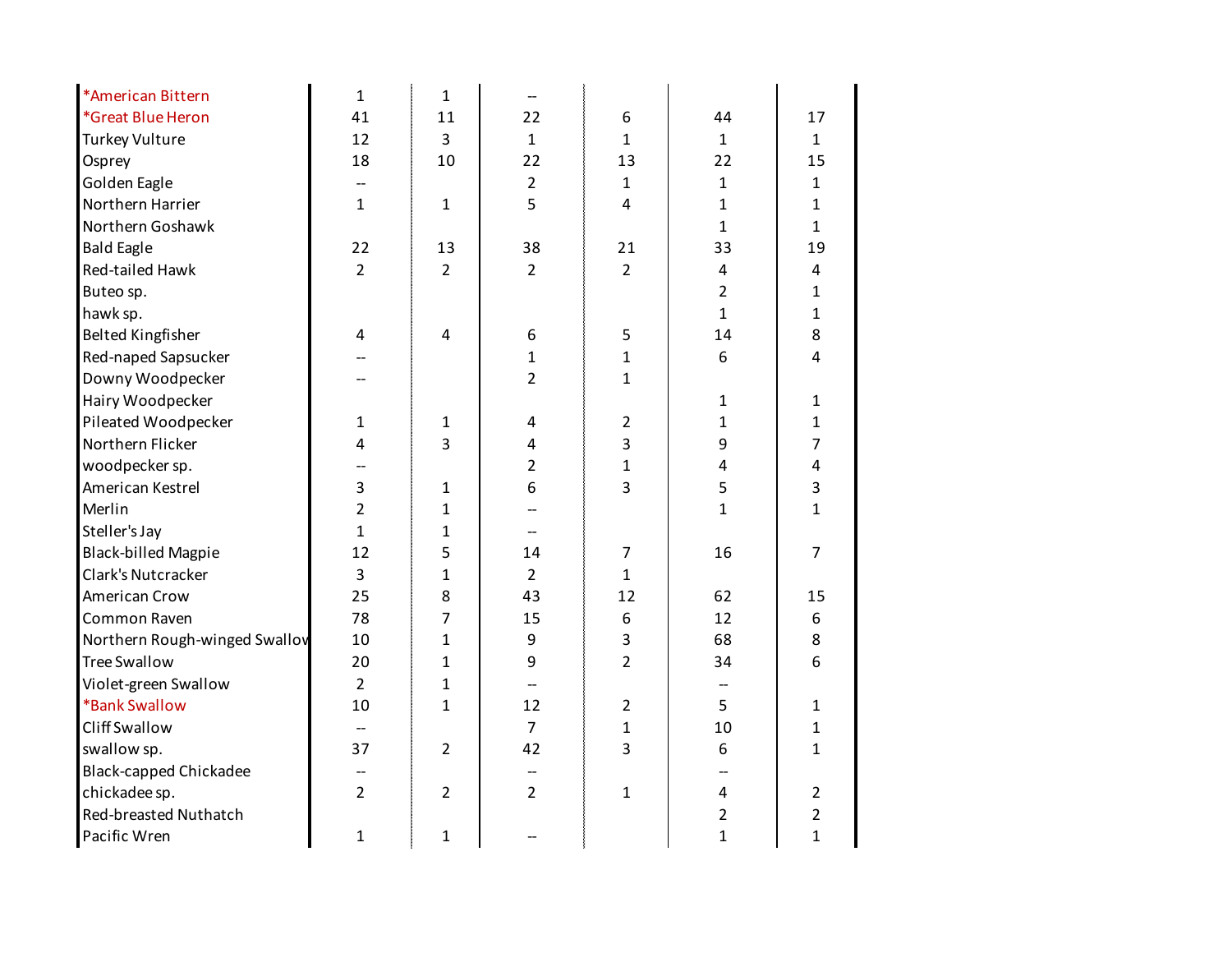| | | | | | | |
|---|---|---|---|---|---|---|
| *American Bittern | 1 | 1 | -- | | | |
| *Great Blue Heron | 41 | 11 | 22 | 6 | 44 | 17 |
| Turkey Vulture | 12 | 3 | 1 | 1 | 1 | 1 |
| Osprey | 18 | 10 | 22 | 13 | 22 | 15 |
| Golden Eagle | -- | | 2 | 1 | 1 | 1 |
| Northern Harrier | 1 | 1 | 5 | 4 | 1 | 1 |
| Northern Goshawk | | | | | 1 | 1 |
| Bald Eagle | 22 | 13 | 38 | 21 | 33 | 19 |
| Red-tailed Hawk | 2 | 2 | 2 | 2 | 4 | 4 |
| Buteo sp. | | | | | 2 | 1 |
| hawk sp. | | | | | 1 | 1 |
| Belted Kingfisher | 4 | 4 | 6 | 5 | 14 | 8 |
| Red-naped Sapsucker | -- | | 1 | 1 | 6 | 4 |
| Downy Woodpecker | -- | | 2 | 1 | | |
| Hairy Woodpecker | | | | | 1 | 1 |
| Pileated Woodpecker | 1 | 1 | 4 | 2 | 1 | 1 |
| Northern Flicker | 4 | 3 | 4 | 3 | 9 | 7 |
| woodpecker sp. | -- | | 2 | 1 | 4 | 4 |
| American Kestrel | 3 | 1 | 6 | 3 | 5 | 3 |
| Merlin | 2 | 1 | -- | | 1 | 1 |
| Steller's Jay | 1 | 1 | -- | | | |
| Black-billed Magpie | 12 | 5 | 14 | 7 | 16 | 7 |
| Clark's Nutcracker | 3 | 1 | 2 | 1 | | |
| American Crow | 25 | 8 | 43 | 12 | 62 | 15 |
| Common Raven | 78 | 7 | 15 | 6 | 12 | 6 |
| Northern Rough-winged Swallow | 10 | 1 | 9 | 3 | 68 | 8 |
| Tree Swallow | 20 | 1 | 9 | 2 | 34 | 6 |
| Violet-green Swallow | 2 | 1 | -- | | -- | |
| *Bank Swallow | 10 | 1 | 12 | 2 | 5 | 1 |
| Cliff Swallow | -- | | 7 | 1 | 10 | 1 |
| swallow sp. | 37 | 2 | 42 | 3 | 6 | 1 |
| Black-capped Chickadee | -- | | -- | | -- | |
| chickadee sp. | 2 | 2 | 2 | 1 | 4 | 2 |
| Red-breasted Nuthatch | | | | | 2 | 2 |
| Pacific Wren | 1 | 1 | -- | | 1 | 1 |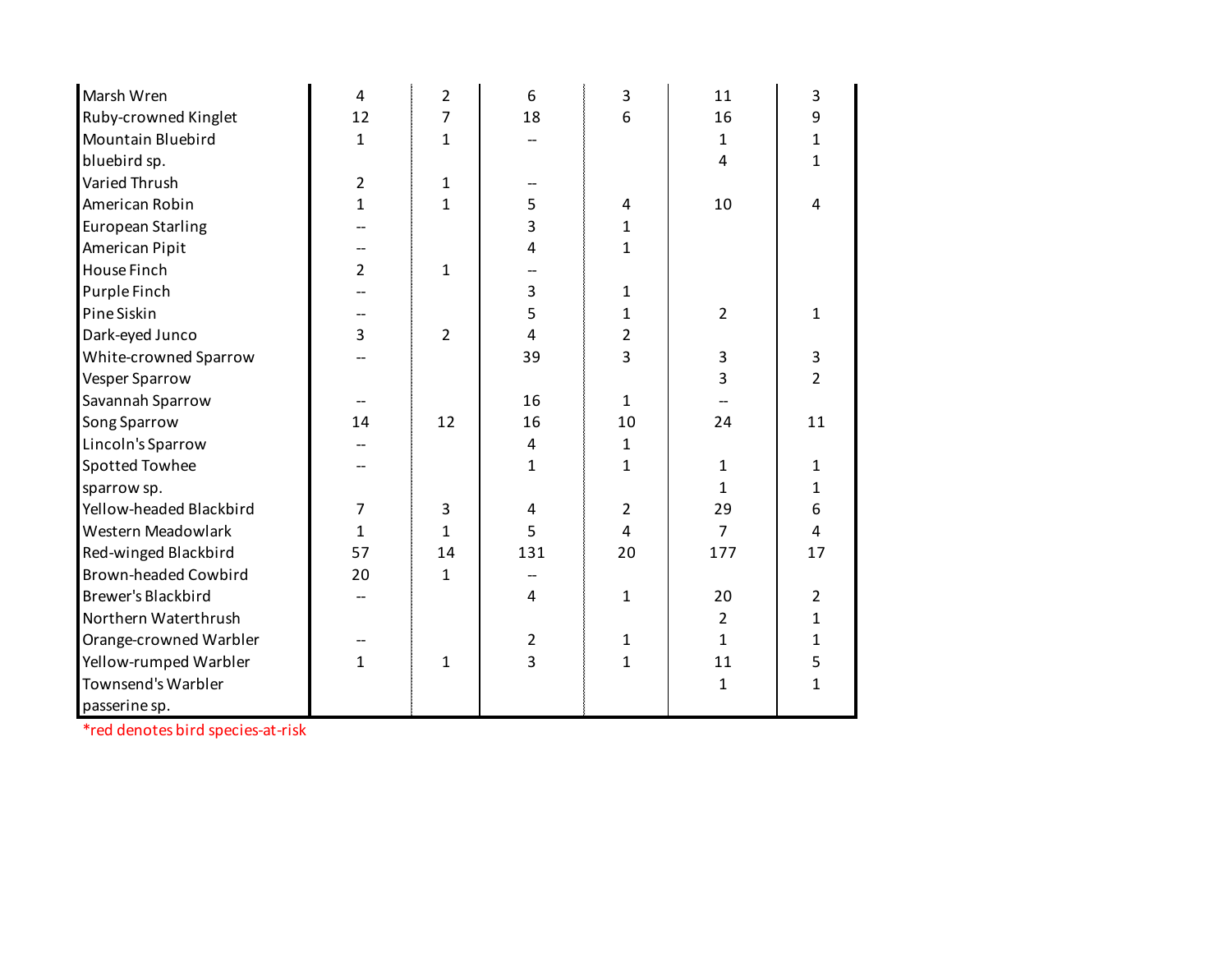| | | | | | | |
|---|---|---|---|---|---|---|
| Marsh Wren | 4 | 2 | 6 | 3 | 11 | 3 |
| Ruby-crowned Kinglet | 12 | 7 | 18 | 6 | 16 | 9 |
| Mountain Bluebird | 1 | 1 | -- | | 1 | 1 |
| bluebird sp. | | | | | 4 | 1 |
| Varied Thrush | 2 | 1 | -- | | | |
| American Robin | 1 | 1 | 5 | 4 | 10 | 4 |
| European Starling | -- | | 3 | 1 | | |
| American Pipit | -- | | 4 | 1 | | |
| House Finch | 2 | 1 | -- | | | |
| Purple Finch | -- | | 3 | 1 | | |
| Pine Siskin | -- | | 5 | 1 | 2 | 1 |
| Dark-eyed Junco | 3 | 2 | 4 | 2 | | |
| White-crowned Sparrow | -- | | 39 | 3 | 3 | 3 |
| Vesper Sparrow | | | | | 3 | 2 |
| Savannah Sparrow | -- | | 16 | 1 | -- | |
| Song Sparrow | 14 | 12 | 16 | 10 | 24 | 11 |
| Lincoln's Sparrow | -- | | 4 | 1 | | |
| Spotted Towhee | -- | | 1 | 1 | 1 | 1 |
| sparrow sp. | | | | | 1 | 1 |
| Yellow-headed Blackbird | 7 | 3 | 4 | 2 | 29 | 6 |
| Western Meadowlark | 1 | 1 | 5 | 4 | 7 | 4 |
| Red-winged Blackbird | 57 | 14 | 131 | 20 | 177 | 17 |
| Brown-headed Cowbird | 20 | 1 | -- | | | |
| Brewer's Blackbird | -- | | 4 | 1 | 20 | 2 |
| Northern Waterthrush | | | | | 2 | 1 |
| Orange-crowned Warbler | -- | | 2 | 1 | 1 | 1 |
| Yellow-rumped Warbler | 1 | 1 | 3 | 1 | 11 | 5 |
| Townsend's Warbler | | | | | 1 | 1 |
| passerine sp. | | | | | | |

*red denotes bird species-at-risk